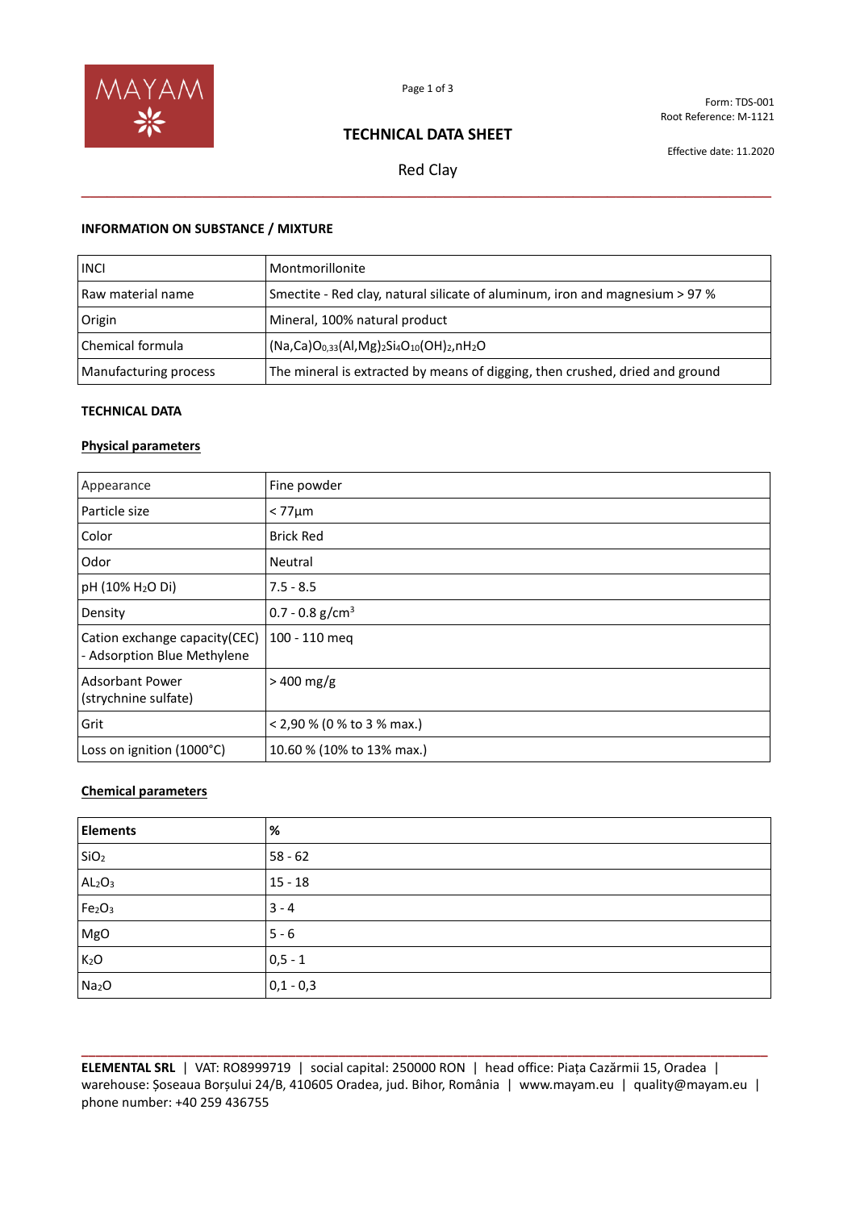MAYAM

Form: TDS-001
Root Reference: M-1121

# TECHNICAL DATA SHEET

Effective date: 11.2020

## Red Clay

### INFORMATION ON SUBSTANCE / MIXTURE

| INCI | Montmorillonite |
|---|---|
| Raw material name | Smectite - Red clay, natural silicate of aluminum, iron and magnesium > 97 % |
| Origin | Mineral, 100% natural product |
| Chemical formula | $(Na,Ca)O_{0,33}(Al,Mg)_2Si_4O_{10}(OH)_2,nH_2O$ |
| Manufacturing process | The mineral is extracted by means of digging, then crushed, dried and ground |

### TECHNICAL DATA

#### Physical parameters

| Appearance | Fine powder |
|---|---|
| Particle size | < 77µm |
| Color | Brick Red |
| Odor | Neutral |
| pH (10% $H_2O$ Di) | 7.5 - 8.5 |
| Density | 0.7 - 0.8 g/cm$^3$ |
| Cation exchange capacity(CEC) - Adsorption Blue Methylene | 100 - 110 meq |
| Adsorbant Power (strychnine sulfate) | > 400 mg/g |
| Grit | < 2,90 % (0 % to 3 % max.) |
| Loss on ignition (1000°C) | 10.60 % (10% to 13% max.) |

#### Chemical parameters

| Elements | % |
|---|---|
| $SiO_2$ | 58 - 62 |
| $AL_2O_3$ | 15 - 18 |
| $Fe_2O_3$ | 3 - 4 |
| MgO | 5 - 6 |
| $K_2O$ | 0,5 - 1 |
| $Na_2O$ | 0,1 - 0,3 |

**ELEMENTAL SRL** | VAT: RO8999719 | social capital: 250000 RON | head office: Piața Cazărmii 15, Oradea | warehouse: Șoseaua Borșului 24/B, 410605 Oradea, jud. Bihor, România | www.mayam.eu | quality@mayam.eu | phone number: +40 259 436755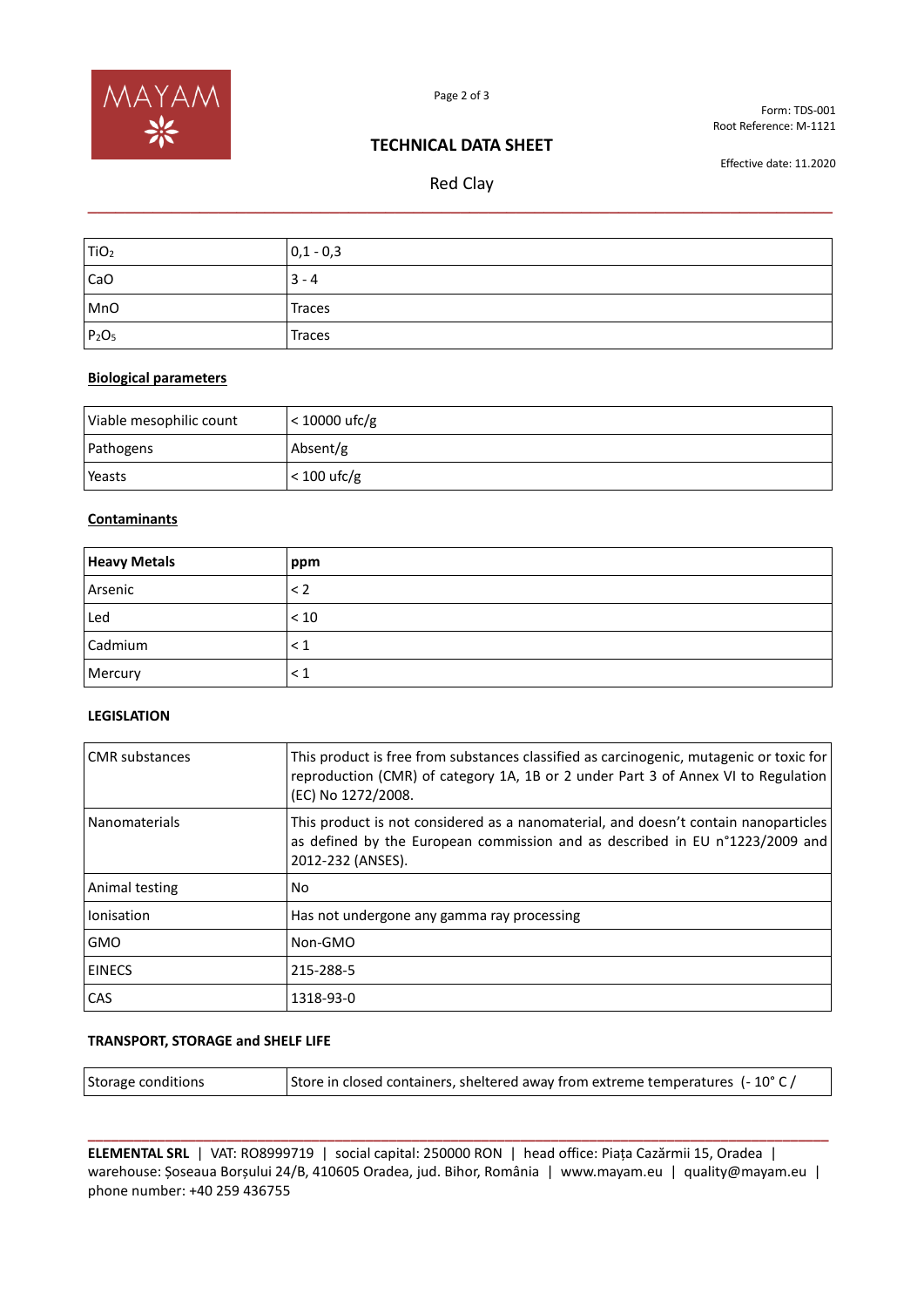| $TiO_2$ | 0,1 - 0,3 |
|---|---|
| CaO | 3 - 4 |
| MnO | Traces |
| $P_2O_5$ | Traces |

**Biological parameters**

| Viable mesophilic count | < 10000 ufc/g |
|---|---|
| Pathogens | Absent/g |
| Yeasts | < 100 ufc/g |

**Contaminants**

| **Heavy Metals** | **ppm** |
|---|---|
| Arsenic | < 2 |
| Led | < 10 |
| Cadmium | < 1 |
| Mercury | < 1 |

**LEGISLATION**

| CMR substances | This product is free from substances classified as carcinogenic, mutagenic or toxic for reproduction (CMR) of category 1A, 1B or 2 under Part 3 of Annex VI to Regulation (EC) No 1272/2008. |
|---|---|
| Nanomaterials | This product is not considered as a nanomaterial, and doesn't contain nanoparticles as defined by the European commission and as described in EU n°1223/2009 and 2012-232 (ANSES). |
| Animal testing | No |
| Ionisation | Has not undergone any gamma ray processing |
| GMO | Non-GMO |
| EINECS | 215-288-5 |
| CAS | 1318-93-0 |

**TRANSPORT, STORAGE and SHELF LIFE**

| Storage conditions | Store in closed containers, sheltered away from extreme temperatures (- 10° C / |
|---|---|

**ELEMENTAL SRL** | VAT: RO8999719 | social capital: 250000 RON | head office: Piața Cazărmii 15, Oradea | warehouse: Șoseaua Borșului 24/B, 410605 Oradea, jud. Bihor, România | www.mayam.eu | quality@mayam.eu | phone number: +40 259 436755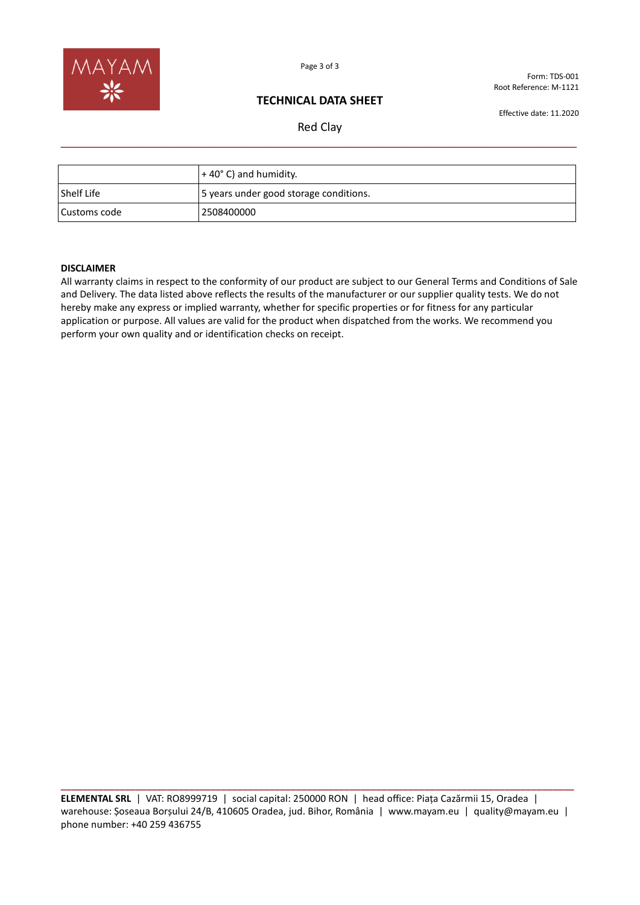| | |
|---|---|
| | + 40° C) and humidity. |
| Shelf Life | 5 years under good storage conditions. |
| Customs code | 2508400000 |

**DISCLAIMER**

All warranty claims in respect to the conformity of our product are subject to our General Terms and Conditions of Sale and Delivery. The data listed above reflects the results of the manufacturer or our supplier quality tests. We do not hereby make any express or implied warranty, whether for specific properties or for fitness for any particular application or purpose. All values are valid for the product when dispatched from the works. We recommend you perform your own quality and or identification checks on receipt.